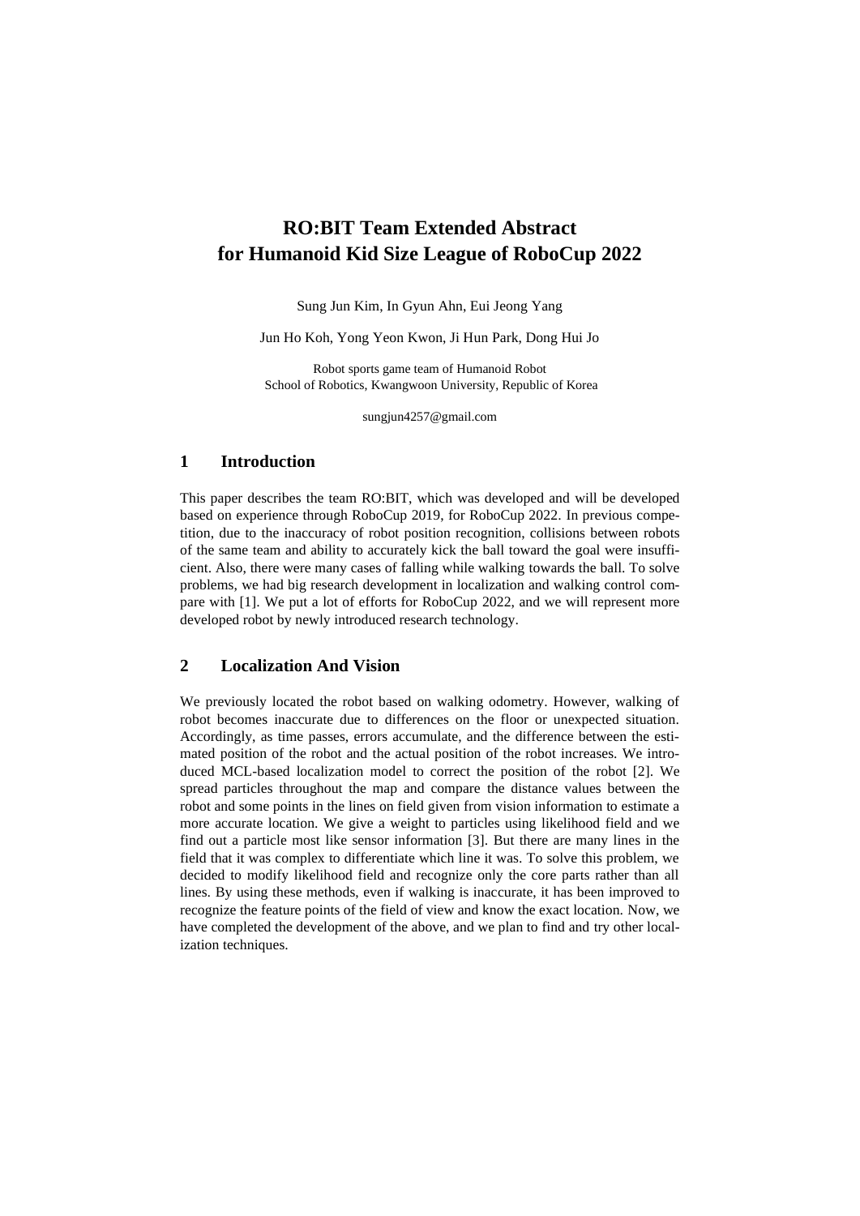# RO:BIT Team Extended Abstract for Humanoid Kid Size League of RoboCup 2022

Sung Jun Kim, In Gyun Ahn, Eui Jeong Yang

Jun Ho Koh, Yong Yeon Kwon, Ji Hun Park, Dong Hui Jo

Robot sports game team of Humanoid Robot
School of Robotics, Kwangwoon University, Republic of Korea

sungjun4257@gmail.com

## 1 Introduction

This paper describes the team RO:BIT, which was developed and will be developed based on experience through RoboCup 2019, for RoboCup 2022. In previous competition, due to the inaccuracy of robot position recognition, collisions between robots of the same team and ability to accurately kick the ball toward the goal were insufficient. Also, there were many cases of falling while walking towards the ball. To solve problems, we had big research development in localization and walking control compare with [1]. We put a lot of efforts for RoboCup 2022, and we will represent more developed robot by newly introduced research technology.

## 2 Localization And Vision

We previously located the robot based on walking odometry. However, walking of robot becomes inaccurate due to differences on the floor or unexpected situation. Accordingly, as time passes, errors accumulate, and the difference between the estimated position of the robot and the actual position of the robot increases. We introduced MCL-based localization model to correct the position of the robot [2]. We spread particles throughout the map and compare the distance values between the robot and some points in the lines on field given from vision information to estimate a more accurate location. We give a weight to particles using likelihood field and we find out a particle most like sensor information [3]. But there are many lines in the field that it was complex to differentiate which line it was. To solve this problem, we decided to modify likelihood field and recognize only the core parts rather than all lines. By using these methods, even if walking is inaccurate, it has been improved to recognize the feature points of the field of view and know the exact location. Now, we have completed the development of the above, and we plan to find and try other localization techniques.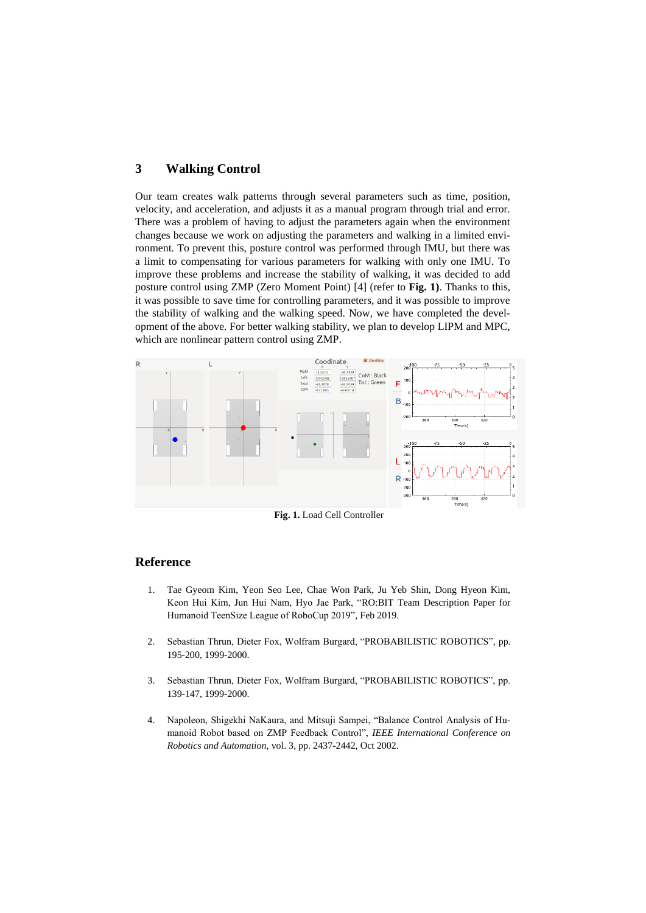## 3 Walking Control

Our team creates walk patterns through several parameters such as time, position, velocity, and acceleration, and adjusts it as a manual program through trial and error. There was a problem of having to adjust the parameters again when the environment changes because we work on adjusting the parameters and walking in a limited environment. To prevent this, posture control was performed through IMU, but there was a limit to compensating for various parameters for walking with only one IMU. To improve these problems and increase the stability of walking, it was decided to add posture control using ZMP (Zero Moment Point) [4] (refer to **Fig. 1)**. Thanks to this, it was possible to save time for controlling parameters, and it was possible to improve the stability of walking and the walking speed. Now, we have completed the development of the above. For better walking stability, we plan to develop LIPM and MPC, which are nonlinear pattern control using ZMP.

**Fig. 1.** Load Cell Controller

## Reference

1. Tae Gyeom Kim, Yeon Seo Lee, Chae Won Park, Ju Yeb Shin, Dong Hyeon Kim, Keon Hui Kim, Jun Hui Nam, Hyo Jae Park, "RO:BIT Team Description Paper for Humanoid TeenSize League of RoboCup 2019", Feb 2019.

2. Sebastian Thrun, Dieter Fox, Wolfram Burgard, "PROBABILISTIC ROBOTICS", pp. 195-200, 1999-2000.

3. Sebastian Thrun, Dieter Fox, Wolfram Burgard, "PROBABILISTIC ROBOTICS", pp. 139-147, 1999-2000.

4. Napoleon, Shigekhi NaKaura, and Mitsuji Sampei, "Balance Control Analysis of Humanoid Robot based on ZMP Feedback Control", *IEEE International Conference on Robotics and Automation*, vol. 3, pp. 2437-2442, Oct 2002.